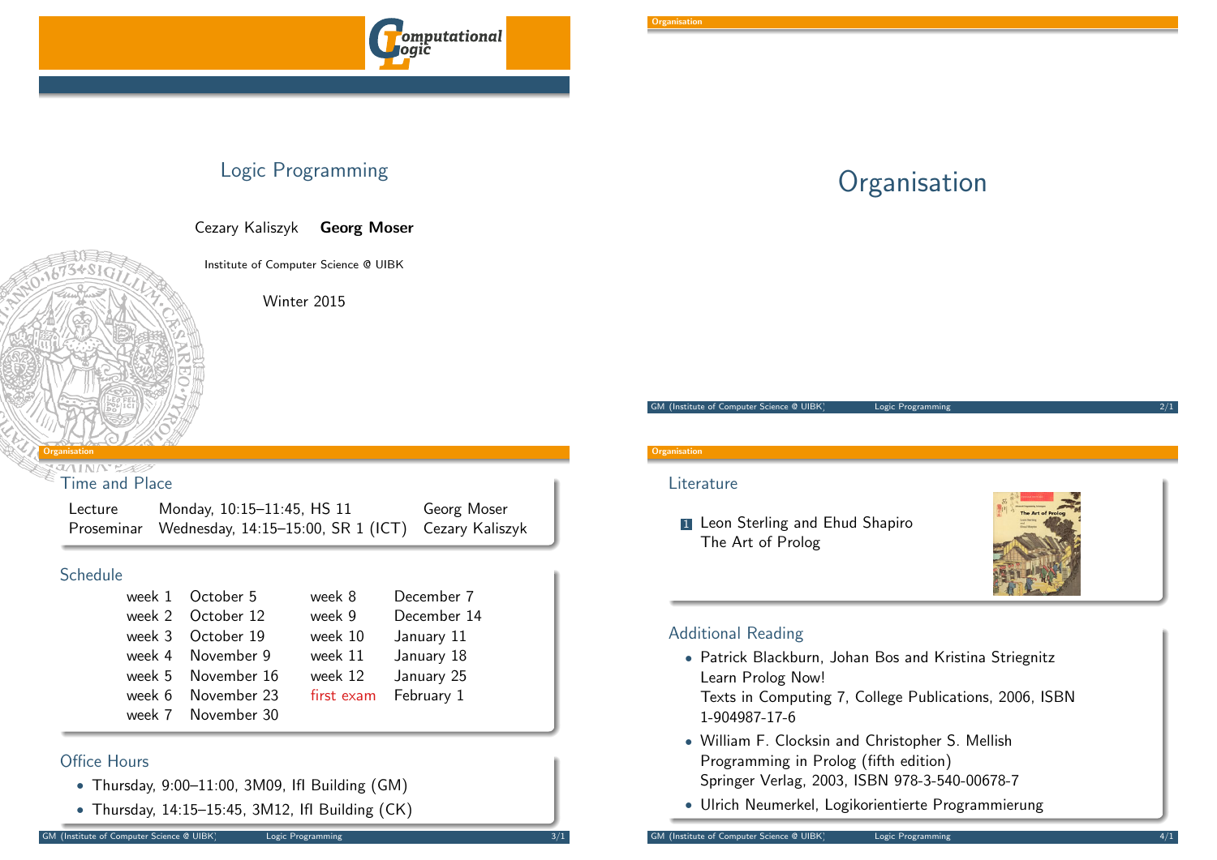# Logic Programming

Cezary Kaliszyk **Georg Moser**

Institute of Computer Science @ UIBK

Winter 2015

# Organisation

## Time and Place

| | | |
|---|---|---|
| Lecture | Monday, 10:15–11:45, HS 11 | Georg Moser |
| Proseminar | Wednesday, 14:15–15:00, SR 1 (ICT) | Cezary Kaliszyk |

## Schedule

| | | | |
|---|---|---|---|
| week 1 | October 5 | week 8 | December 7 |
| week 2 | October 12 | week 9 | December 14 |
| week 3 | October 19 | week 10 | January 11 |
| week 4 | November 9 | week 11 | January 18 |
| week 5 | November 16 | week 12 | January 25 |
| week 6 | November 23 | first exam | February 1 |
| week 7 | November 30 | | |

## Office Hours

- Thursday, 9:00–11:00, 3M09, IfI Building (GM)
- Thursday, 14:15–15:45, 3M12, IfI Building (CK)

## Literature

1. Leon Sterling and Ehud Shapiro
   The Art of Prolog

## Additional Reading

- Patrick Blackburn, Johan Bos and Kristina Striegnitz
  Learn Prolog Now!
  Texts in Computing 7, College Publications, 2006, ISBN 1-904987-17-6
- William F. Clocksin and Christopher S. Mellish
  Programming in Prolog (fifth edition)
  Springer Verlag, 2003, ISBN 978-3-540-00678-7
- Ulrich Neumerkel, Logikorientierte Programmierung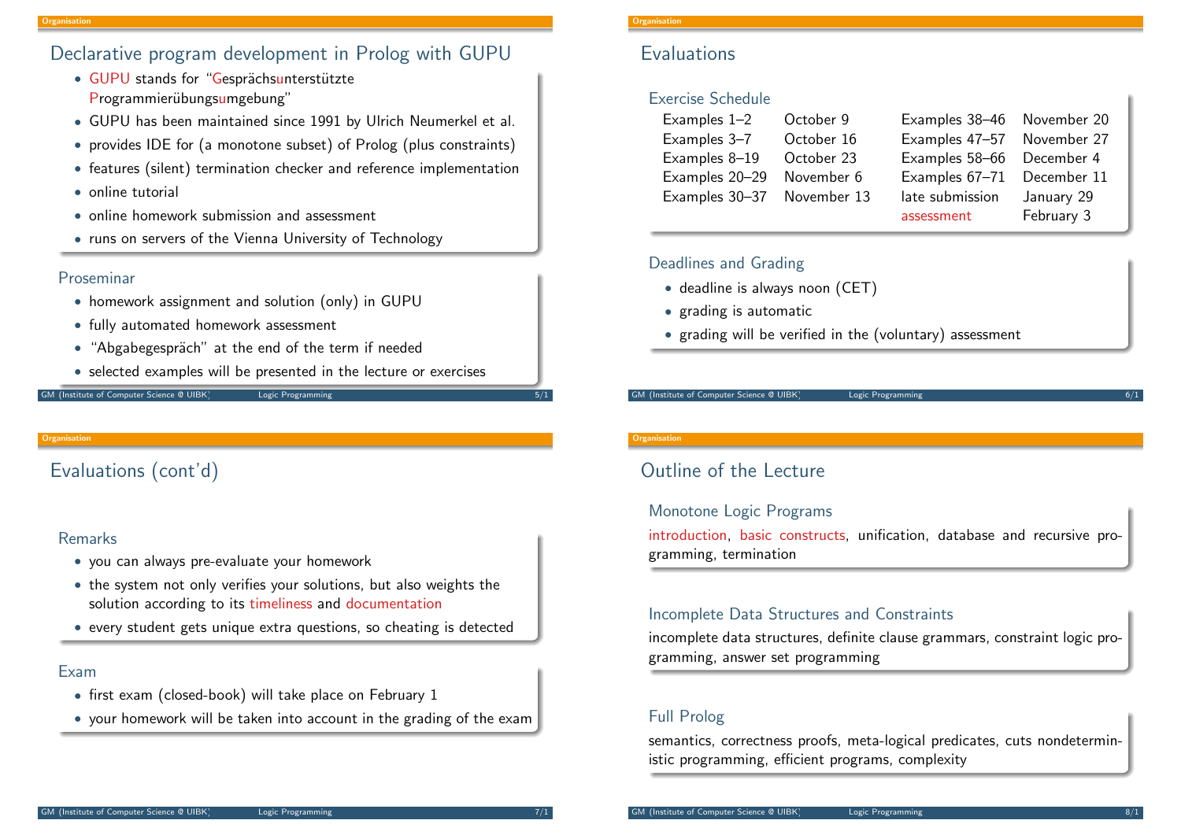## Declarative program development in Prolog with GUPU

- GUPU stands for "Gesprächsunterstützte Programmierübungsumgebung"
- GUPU has been maintained since 1991 by Ulrich Neumerkel et al.
- provides IDE for (a monotone subset) of Prolog (plus constraints)
- features (silent) termination checker and reference implementation
- online tutorial
- online homework submission and assessment
- runs on servers of the Vienna University of Technology

### Proseminar

- homework assignment and solution (only) in GUPU
- fully automated homework assessment
- "Abgabegespräch" at the end of the term if needed
- selected examples will be presented in the lecture or exercises

## Evaluations

### Exercise Schedule

| | | | |
|---|---|---|---|
| Examples 1–2 | October 9 | Examples 38–46 | November 20 |
| Examples 3–7 | October 16 | Examples 47–57 | November 27 |
| Examples 8–19 | October 23 | Examples 58–66 | December 4 |
| Examples 20–29 | November 6 | Examples 67–71 | December 11 |
| Examples 30–37 | November 13 | late submission | January 29 |
| | | assessment | February 3 |

### Deadlines and Grading

- deadline is always noon (CET)
- grading is automatic
- grading will be verified in the (voluntary) assessment

## Evaluations (cont'd)

### Remarks

- you can always pre-evaluate your homework
- the system not only verifies your solutions, but also weights the solution according to its timeliness and documentation
- every student gets unique extra questions, so cheating is detected

### Exam

- first exam (closed-book) will take place on February 1
- your homework will be taken into account in the grading of the exam

## Outline of the Lecture

### Monotone Logic Programs

introduction, basic constructs, unification, database and recursive programming, termination

### Incomplete Data Structures and Constraints

incomplete data structures, definite clause grammars, constraint logic programming, answer set programming

### Full Prolog

semantics, correctness proofs, meta-logical predicates, cuts nondeterministic programming, efficient programs, complexity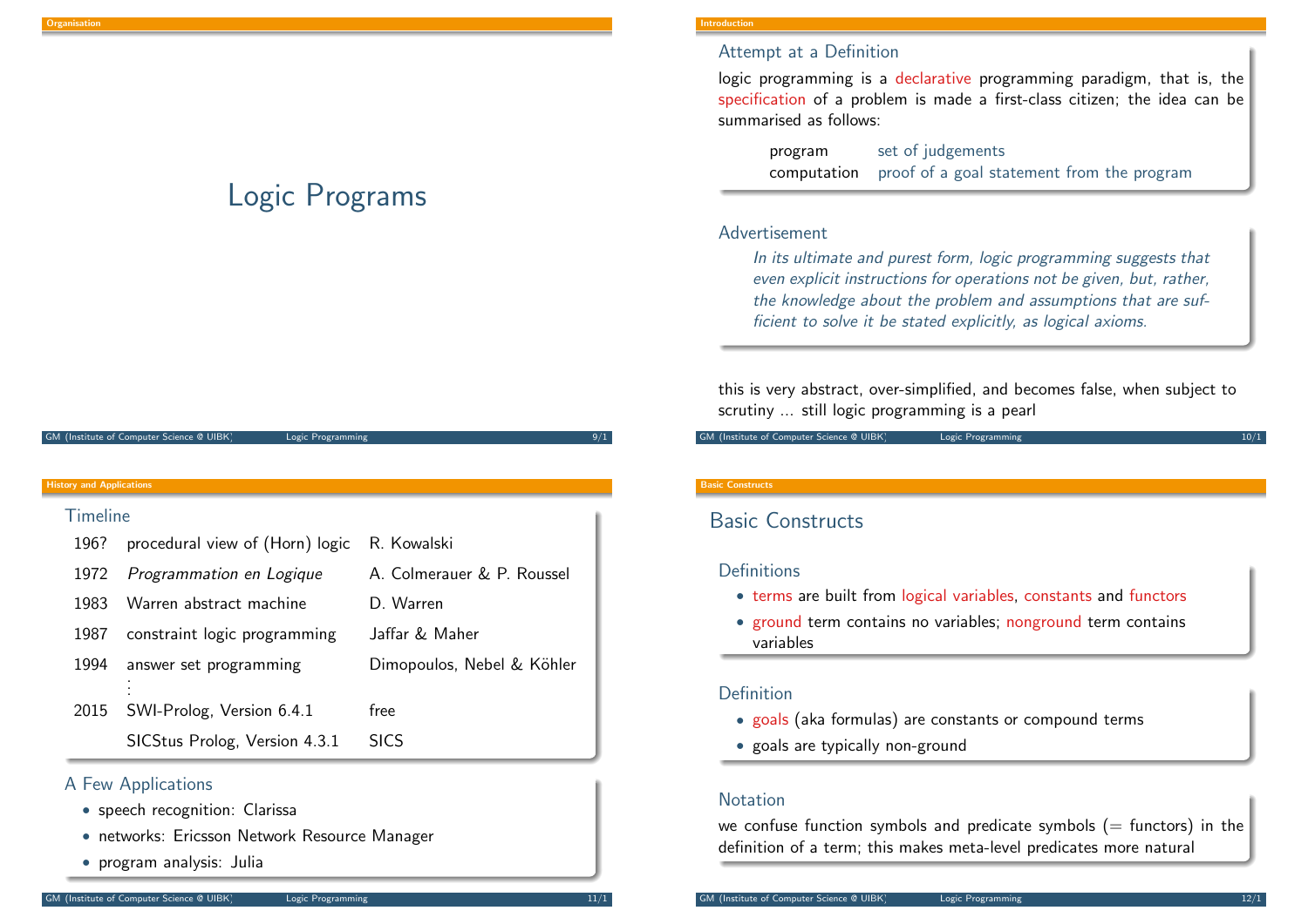# Logic Programs

### Attempt at a Definition

logic programming is a declarative programming paradigm, that is, the specification of a problem is made a first-class citizen; the idea can be summarised as follows:

| | |
|---|---|
| program | set of judgements |
| computation | proof of a goal statement from the program |

### Advertisement

*In its ultimate and purest form, logic programming suggests that even explicit instructions for operations not be given, but, rather, the knowledge about the problem and assumptions that are sufficient to solve it be stated explicitly, as logical axioms.*

this is very abstract, over-simplified, and becomes false, when subject to scrutiny ... still logic programming is a pearl

### Timeline

| | | |
|---|---|---|
| 196? | procedural view of (Horn) logic | R. Kowalski |
| 1972 | *Programmation en Logique* | A. Colmerauer & P. Roussel |
| 1983 | Warren abstract machine | D. Warren |
| 1987 | constraint logic programming | Jaffar & Maher |
| 1994 | answer set programming | Dimopoulos, Nebel & Köhler |
| ⋮ | | |
| 2015 | SWI-Prolog, Version 6.4.1 | free |
| | SICStus Prolog, Version 4.3.1 | SICS |

### A Few Applications

- speech recognition: Clarissa
- networks: Ericsson Network Resource Manager
- program analysis: Julia

## Basic Constructs

### Definitions

- terms are built from logical variables, constants and functors
- ground term contains no variables; nonground term contains variables

### Definition

- goals (aka formulas) are constants or compound terms
- goals are typically non-ground

### Notation

we confuse function symbols and predicate symbols (= functors) in the definition of a term; this makes meta-level predicates more natural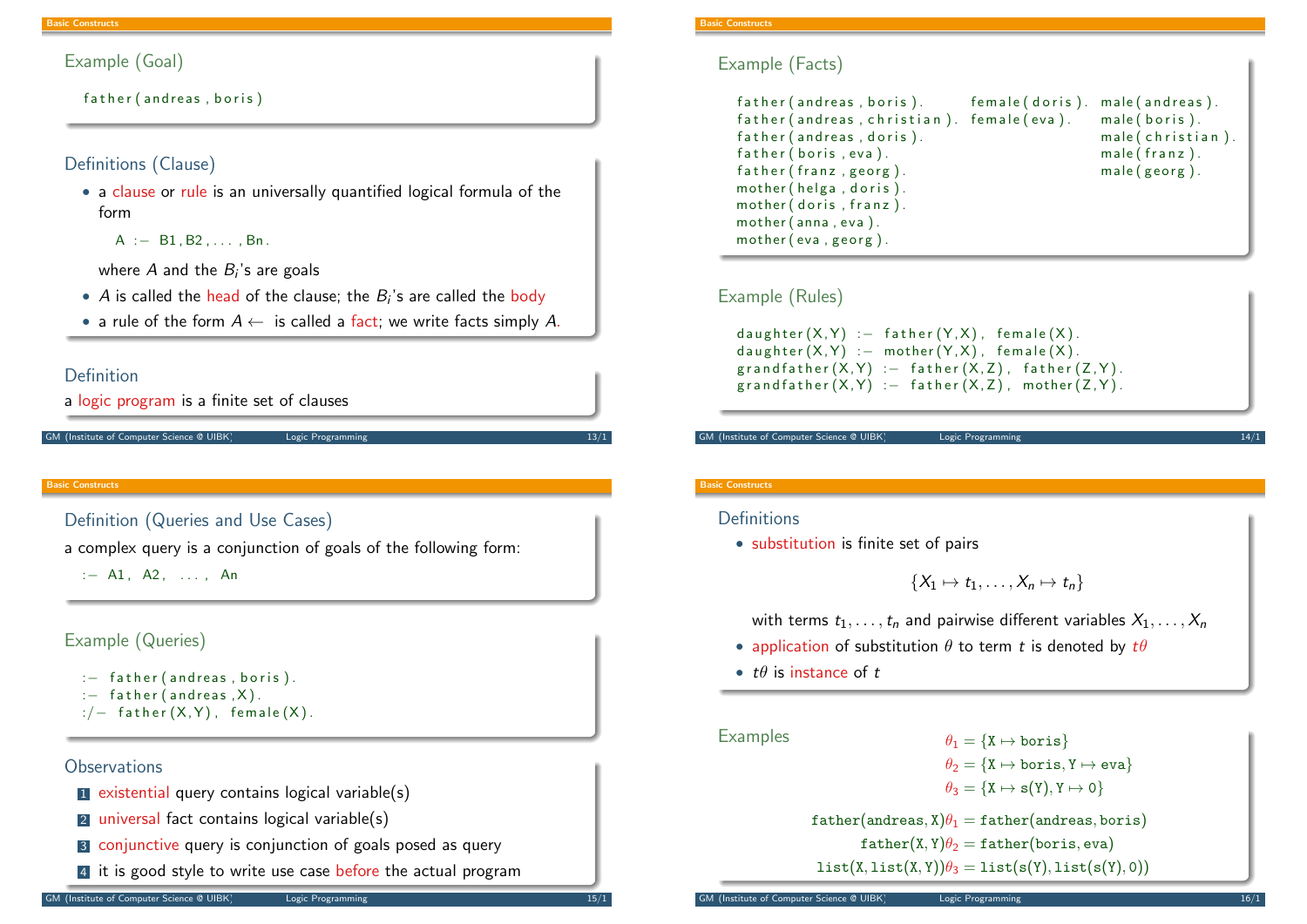## Example (Goal)

```
father(andreas,boris)
```

## Definitions (Clause)

- a clause or rule is an universally quantified logical formula of the form

```
A :- B1,B2,...,Bn.
```

  where $A$ and the $B_i$'s are goals
- $A$ is called the head of the clause; the $B_i$'s are called the body
- a rule of the form $A \leftarrow$ is called a fact; we write facts simply $A$.

## Definition

a logic program is a finite set of clauses

## Example (Facts)

```
father(andreas,boris).       female(doris).  male(andreas).
father(andreas,christian).   female(eva).    male(boris).
father(andreas,doris).                       male(christian).
father(boris,eva).                           male(franz).
father(franz,georg).                         male(georg).
mother(helga,doris).
mother(doris,franz).
mother(anna,eva).
mother(eva,georg).
```

## Example (Rules)

```
daughter(X,Y) :- father(Y,X), female(X).
daughter(X,Y) :- mother(Y,X), female(X).
grandfather(X,Y) :- father(X,Z), father(Z,Y).
grandfather(X,Y) :- father(X,Z), mother(Z,Y).
```

## Definition (Queries and Use Cases)

a complex query is a conjunction of goals of the following form:

```
:- A1, A2, ..., An
```

## Example (Queries)

```
:- father(andreas,boris).
:- father(andreas,X).
:/- father(X,Y), female(X).
```

## Observations

1. existential query contains logical variable(s)
2. universal fact contains logical variable(s)
3. conjunctive query is conjunction of goals posed as query
4. it is good style to write use case before the actual program

## Definitions

- substitution is finite set of pairs

$$\{X_1 \mapsto t_1, \dots, X_n \mapsto t_n\}$$

  with terms $t_1, \dots, t_n$ and pairwise different variables $X_1, \dots, X_n$
- application of substitution $\theta$ to term $t$ is denoted by $t\theta$
- $t\theta$ is instance of $t$

## Examples

$$\theta_1 = \{\mathtt{X} \mapsto \mathtt{boris}\}$$

$$\theta_2 = \{\mathtt{X} \mapsto \mathtt{boris}, \mathtt{Y} \mapsto \mathtt{eva}\}$$

$$\theta_3 = \{\mathtt{X} \mapsto \mathtt{s(Y)}, \mathtt{Y} \mapsto \mathtt{0}\}$$

$$\mathtt{father(andreas,X)}\theta_1 = \mathtt{father(andreas,boris)}$$

$$\mathtt{father(X,Y)}\theta_2 = \mathtt{father(boris,eva)}$$

$$\mathtt{list(X,list(X,Y))}\theta_3 = \mathtt{list(s(Y),list(s(Y),0))}$$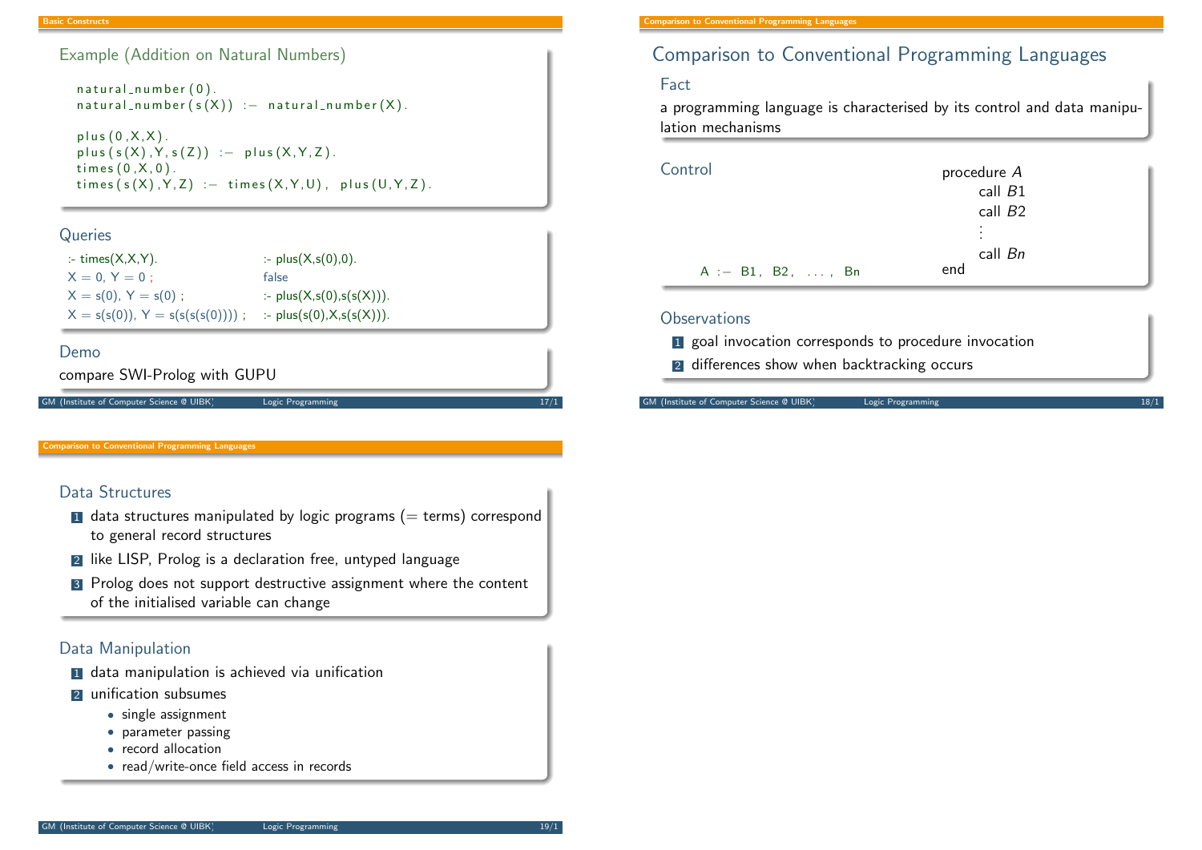## Example (Addition on Natural Numbers)

```
natural_number(0).
natural_number(s(X)) :- natural_number(X).

plus(0,X,X).
plus(s(X),Y,s(Z)) :- plus(X,Y,Z).
times(0,X,0).
times(s(X),Y,Z) :- times(X,Y,U), plus(U,Y,Z).
```

### Queries

```
:- times(X,X,Y).
X = 0, Y = 0 ;
X = s(0), Y = s(0) ;
X = s(s(0)), Y = s(s(s(s(0)))) ;
```

```
:- plus(X,s(0),0).
false
:- plus(X,s(0),s(s(X))).
:- plus(s(0),X,s(s(X))).
```

### Demo

compare SWI-Prolog with GUPU

# Comparison to Conventional Programming Languages

### Fact

a programming language is characterised by its control and data manipulation mechanisms

### Control

```
A :- B1, B2, ..., Bn
```

```
procedure A
    call B1
    call B2
    ⋮
    call Bn
end
```

### Observations

1. goal invocation corresponds to procedure invocation
2. differences show when backtracking occurs

### Data Structures

1. data structures manipulated by logic programs (= terms) correspond to general record structures
2. like LISP, Prolog is a declaration free, untyped language
3. Prolog does not support destructive assignment where the content of the initialised variable can change

### Data Manipulation

1. data manipulation is achieved via unification
2. unification subsumes
   - single assignment
   - parameter passing
   - record allocation
   - read/write-once field access in records